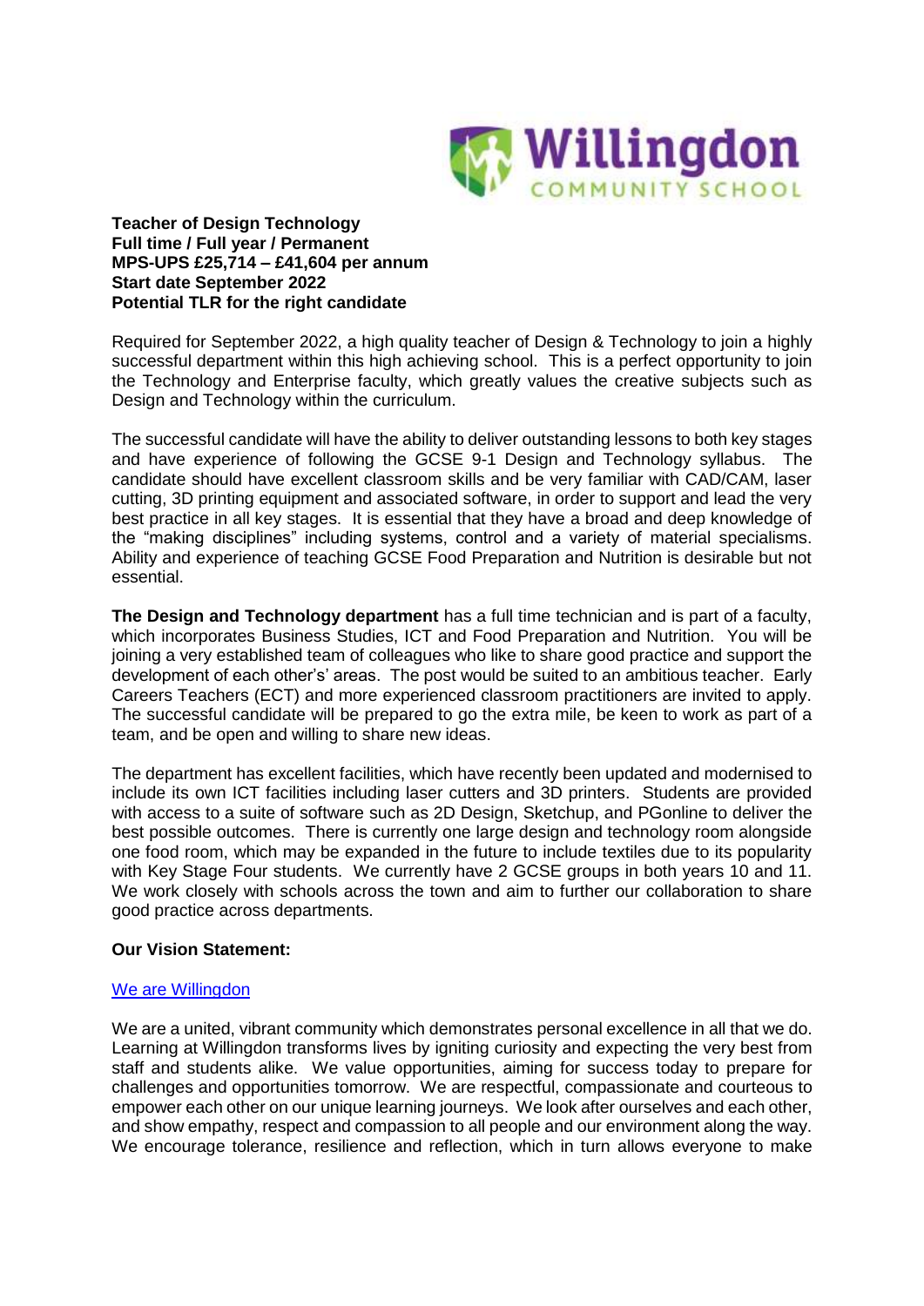**Teacher of Design Technology**
**Full time / Full year / Permanent**
**MPS-UPS £25,714 – £41,604 per annum**
**Start date September 2022**
**Potential TLR for the right candidate**

Required for September 2022, a high quality teacher of Design & Technology to join a highly successful department within this high achieving school. This is a perfect opportunity to join the Technology and Enterprise faculty, which greatly values the creative subjects such as Design and Technology within the curriculum.

The successful candidate will have the ability to deliver outstanding lessons to both key stages and have experience of following the GCSE 9-1 Design and Technology syllabus. The candidate should have excellent classroom skills and be very familiar with CAD/CAM, laser cutting, 3D printing equipment and associated software, in order to support and lead the very best practice in all key stages. It is essential that they have a broad and deep knowledge of the "making disciplines" including systems, control and a variety of material specialisms. Ability and experience of teaching GCSE Food Preparation and Nutrition is desirable but not essential.

**The Design and Technology department** has a full time technician and is part of a faculty, which incorporates Business Studies, ICT and Food Preparation and Nutrition. You will be joining a very established team of colleagues who like to share good practice and support the development of each other's' areas. The post would be suited to an ambitious teacher. Early Careers Teachers (ECT) and more experienced classroom practitioners are invited to apply. The successful candidate will be prepared to go the extra mile, be keen to work as part of a team, and be open and willing to share new ideas.

The department has excellent facilities, which have recently been updated and modernised to include its own ICT facilities including laser cutters and 3D printers. Students are provided with access to a suite of software such as 2D Design, Sketchup, and PGonline to deliver the best possible outcomes. There is currently one large design and technology room alongside one food room, which may be expanded in the future to include textiles due to its popularity with Key Stage Four students. We currently have 2 GCSE groups in both years 10 and 11. We work closely with schools across the town and aim to further our collaboration to share good practice across departments.

**Our Vision Statement:**

We are Willingdon

We are a united, vibrant community which demonstrates personal excellence in all that we do. Learning at Willingdon transforms lives by igniting curiosity and expecting the very best from staff and students alike. We value opportunities, aiming for success today to prepare for challenges and opportunities tomorrow. We are respectful, compassionate and courteous to empower each other on our unique learning journeys. We look after ourselves and each other, and show empathy, respect and compassion to all people and our environment along the way. We encourage tolerance, resilience and reflection, which in turn allows everyone to make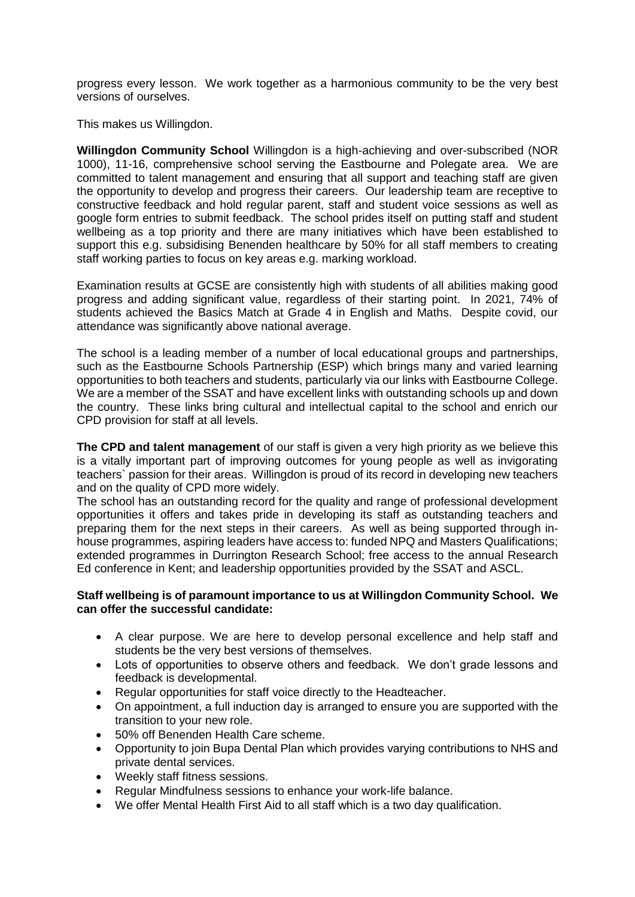progress every lesson. We work together as a harmonious community to be the very best versions of ourselves.

This makes us Willingdon.

**Willingdon Community School** Willingdon is a high-achieving and over-subscribed (NOR 1000), 11-16, comprehensive school serving the Eastbourne and Polegate area. We are committed to talent management and ensuring that all support and teaching staff are given the opportunity to develop and progress their careers. Our leadership team are receptive to constructive feedback and hold regular parent, staff and student voice sessions as well as google form entries to submit feedback. The school prides itself on putting staff and student wellbeing as a top priority and there are many initiatives which have been established to support this e.g. subsidising Benenden healthcare by 50% for all staff members to creating staff working parties to focus on key areas e.g. marking workload.

Examination results at GCSE are consistently high with students of all abilities making good progress and adding significant value, regardless of their starting point. In 2021, 74% of students achieved the Basics Match at Grade 4 in English and Maths. Despite covid, our attendance was significantly above national average.

The school is a leading member of a number of local educational groups and partnerships, such as the Eastbourne Schools Partnership (ESP) which brings many and varied learning opportunities to both teachers and students, particularly via our links with Eastbourne College. We are a member of the SSAT and have excellent links with outstanding schools up and down the country. These links bring cultural and intellectual capital to the school and enrich our CPD provision for staff at all levels.

**The CPD and talent management** of our staff is given a very high priority as we believe this is a vitally important part of improving outcomes for young people as well as invigorating teachers` passion for their areas. Willingdon is proud of its record in developing new teachers and on the quality of CPD more widely.

The school has an outstanding record for the quality and range of professional development opportunities it offers and takes pride in developing its staff as outstanding teachers and preparing them for the next steps in their careers. As well as being supported through in-house programmes, aspiring leaders have access to: funded NPQ and Masters Qualifications; extended programmes in Durrington Research School; free access to the annual Research Ed conference in Kent; and leadership opportunities provided by the SSAT and ASCL.

**Staff wellbeing is of paramount importance to us at Willingdon Community School. We can offer the successful candidate:**

- A clear purpose. We are here to develop personal excellence and help staff and students be the very best versions of themselves.
- Lots of opportunities to observe others and feedback. We don't grade lessons and feedback is developmental.
- Regular opportunities for staff voice directly to the Headteacher.
- On appointment, a full induction day is arranged to ensure you are supported with the transition to your new role.
- 50% off Benenden Health Care scheme.
- Opportunity to join Bupa Dental Plan which provides varying contributions to NHS and private dental services.
- Weekly staff fitness sessions.
- Regular Mindfulness sessions to enhance your work-life balance.
- We offer Mental Health First Aid to all staff which is a two day qualification.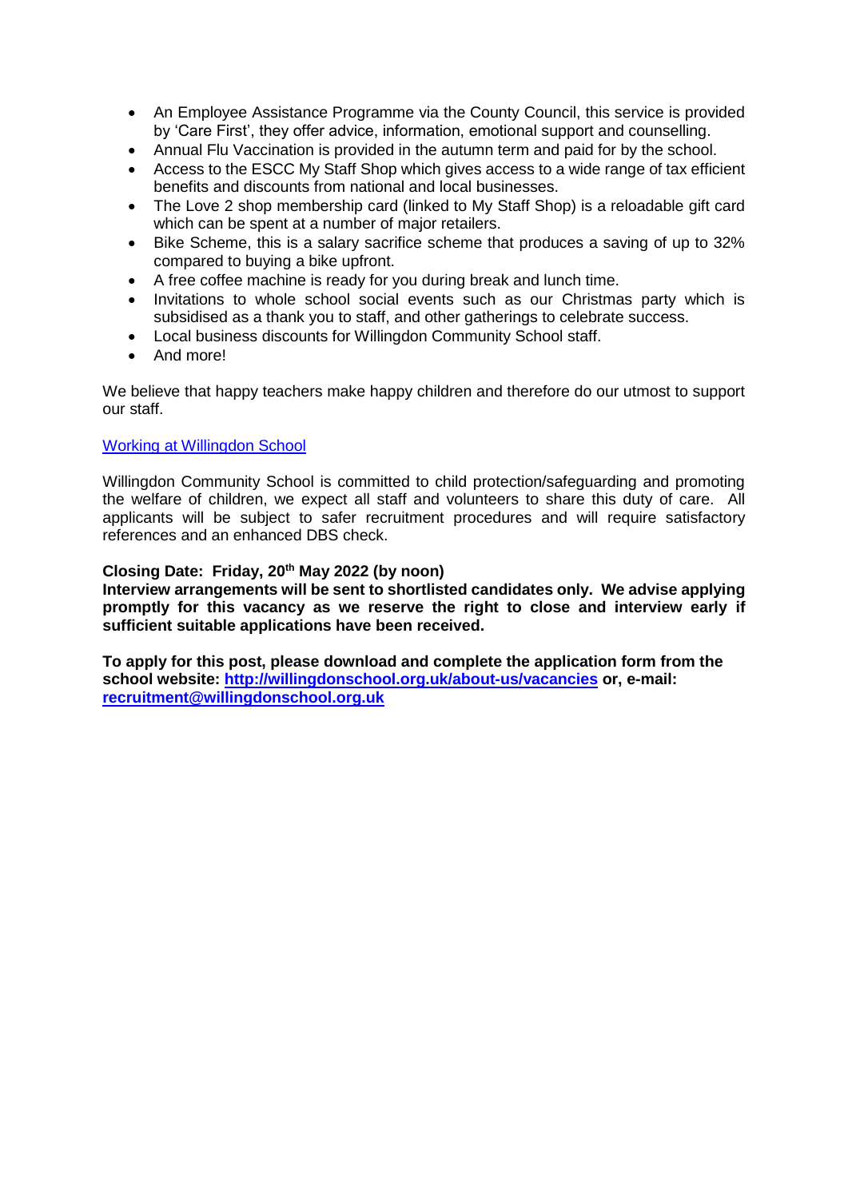- An Employee Assistance Programme via the County Council, this service is provided by 'Care First', they offer advice, information, emotional support and counselling.
- Annual Flu Vaccination is provided in the autumn term and paid for by the school.
- Access to the ESCC My Staff Shop which gives access to a wide range of tax efficient benefits and discounts from national and local businesses.
- The Love 2 shop membership card (linked to My Staff Shop) is a reloadable gift card which can be spent at a number of major retailers.
- Bike Scheme, this is a salary sacrifice scheme that produces a saving of up to 32% compared to buying a bike upfront.
- A free coffee machine is ready for you during break and lunch time.
- Invitations to whole school social events such as our Christmas party which is subsidised as a thank you to staff, and other gatherings to celebrate success.
- Local business discounts for Willingdon Community School staff.
- And more!

We believe that happy teachers make happy children and therefore do our utmost to support our staff.

Working at Willingdon School

Willingdon Community School is committed to child protection/safeguarding and promoting the welfare of children, we expect all staff and volunteers to share this duty of care. All applicants will be subject to safer recruitment procedures and will require satisfactory references and an enhanced DBS check.

**Closing Date: Friday, 20th May 2022 (by noon)**
**Interview arrangements will be sent to shortlisted candidates only. We advise applying promptly for this vacancy as we reserve the right to close and interview early if sufficient suitable applications have been received.**

**To apply for this post, please download and complete the application form from the school website: http://willingdonschool.org.uk/about-us/vacancies or, e-mail: recruitment@willingdonschool.org.uk**